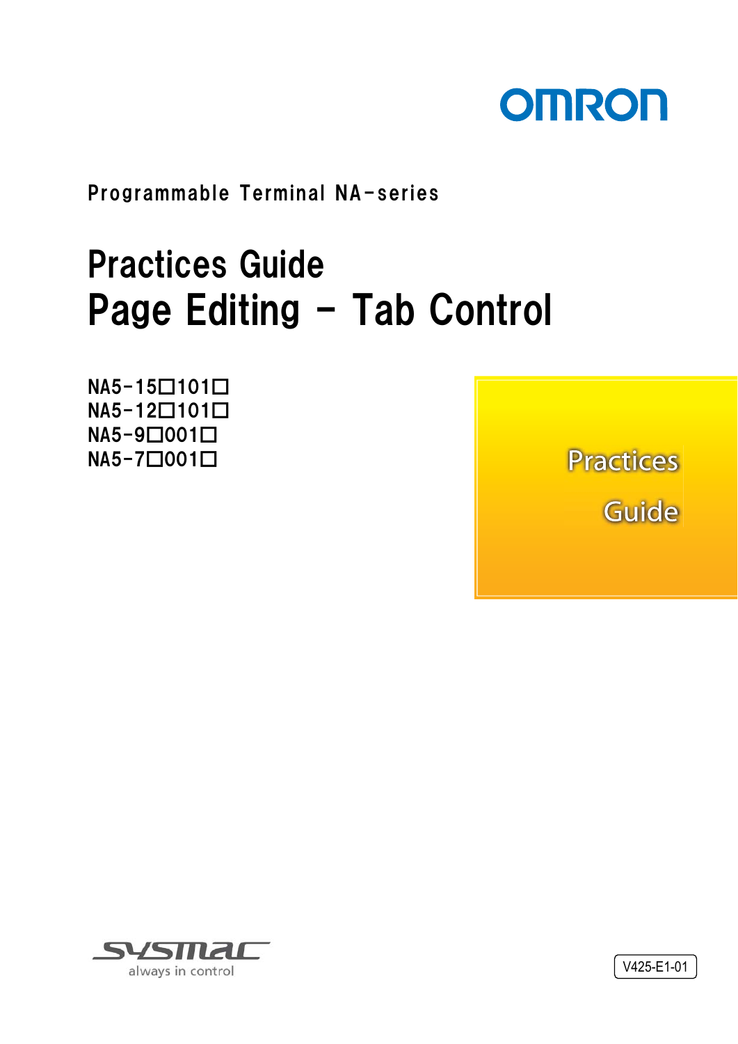OMRON

Programmable Terminal NA-series

# Practices Guide
# Page Editing - Tab Control

NA5-15□101□
NA5-12□101□
NA5-9□001□
NA5-7□001□

Practices

Guide

SYSMAC
always in control

V425-E1-01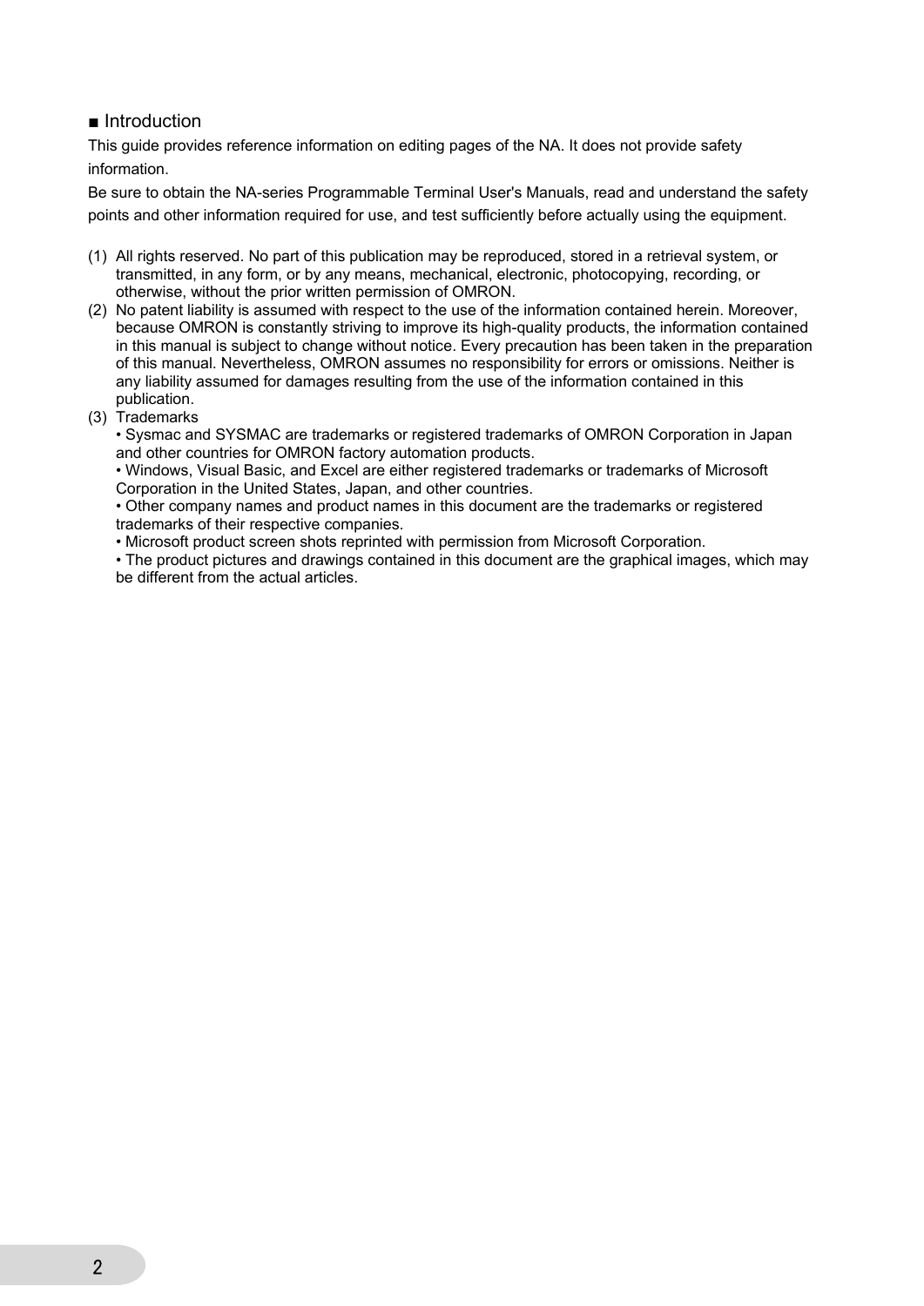## ■ Introduction

This guide provides reference information on editing pages of the NA. It does not provide safety information.

Be sure to obtain the NA-series Programmable Terminal User's Manuals, read and understand the safety points and other information required for use, and test sufficiently before actually using the equipment.

(1) All rights reserved. No part of this publication may be reproduced, stored in a retrieval system, or transmitted, in any form, or by any means, mechanical, electronic, photocopying, recording, or otherwise, without the prior written permission of OMRON.

(2) No patent liability is assumed with respect to the use of the information contained herein. Moreover, because OMRON is constantly striving to improve its high-quality products, the information contained in this manual is subject to change without notice. Every precaution has been taken in the preparation of this manual. Nevertheless, OMRON assumes no responsibility for errors or omissions. Neither is any liability assumed for damages resulting from the use of the information contained in this publication.

(3) Trademarks
 - Sysmac and SYSMAC are trademarks or registered trademarks of OMRON Corporation in Japan and other countries for OMRON factory automation products.
 - Windows, Visual Basic, and Excel are either registered trademarks or trademarks of Microsoft Corporation in the United States, Japan, and other countries.
 - Other company names and product names in this document are the trademarks or registered trademarks of their respective companies.
 - Microsoft product screen shots reprinted with permission from Microsoft Corporation.
 - The product pictures and drawings contained in this document are the graphical images, which may be different from the actual articles.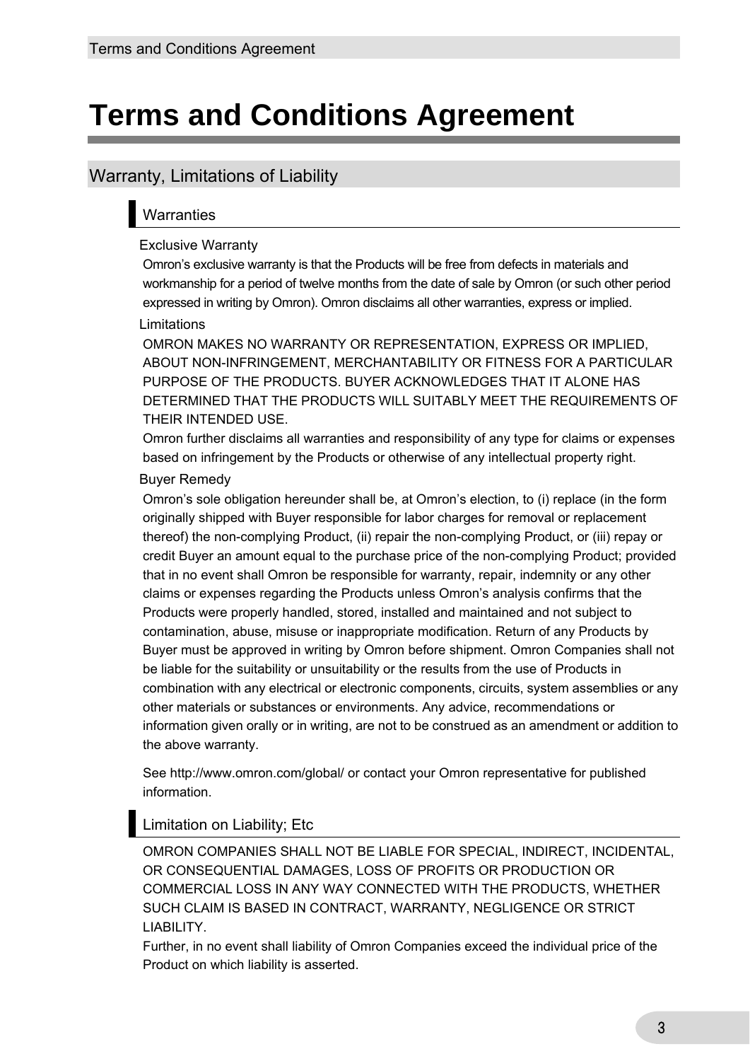# Terms and Conditions Agreement

## Warranty, Limitations of Liability

### Warranties

#### Exclusive Warranty

Omron's exclusive warranty is that the Products will be free from defects in materials and workmanship for a period of twelve months from the date of sale by Omron (or such other period expressed in writing by Omron). Omron disclaims all other warranties, express or implied.

#### Limitations

OMRON MAKES NO WARRANTY OR REPRESENTATION, EXPRESS OR IMPLIED, ABOUT NON-INFRINGEMENT, MERCHANTABILITY OR FITNESS FOR A PARTICULAR PURPOSE OF THE PRODUCTS. BUYER ACKNOWLEDGES THAT IT ALONE HAS DETERMINED THAT THE PRODUCTS WILL SUITABLY MEET THE REQUIREMENTS OF THEIR INTENDED USE.

Omron further disclaims all warranties and responsibility of any type for claims or expenses based on infringement by the Products or otherwise of any intellectual property right.

#### Buyer Remedy

Omron's sole obligation hereunder shall be, at Omron's election, to (i) replace (in the form originally shipped with Buyer responsible for labor charges for removal or replacement thereof) the non-complying Product, (ii) repair the non-complying Product, or (iii) repay or credit Buyer an amount equal to the purchase price of the non-complying Product; provided that in no event shall Omron be responsible for warranty, repair, indemnity or any other claims or expenses regarding the Products unless Omron's analysis confirms that the Products were properly handled, stored, installed and maintained and not subject to contamination, abuse, misuse or inappropriate modification. Return of any Products by Buyer must be approved in writing by Omron before shipment. Omron Companies shall not be liable for the suitability or unsuitability or the results from the use of Products in combination with any electrical or electronic components, circuits, system assemblies or any other materials or substances or environments. Any advice, recommendations or information given orally or in writing, are not to be construed as an amendment or addition to the above warranty.

See http://www.omron.com/global/ or contact your Omron representative for published information.

### Limitation on Liability; Etc

OMRON COMPANIES SHALL NOT BE LIABLE FOR SPECIAL, INDIRECT, INCIDENTAL, OR CONSEQUENTIAL DAMAGES, LOSS OF PROFITS OR PRODUCTION OR COMMERCIAL LOSS IN ANY WAY CONNECTED WITH THE PRODUCTS, WHETHER SUCH CLAIM IS BASED IN CONTRACT, WARRANTY, NEGLIGENCE OR STRICT LIABILITY.

Further, in no event shall liability of Omron Companies exceed the individual price of the Product on which liability is asserted.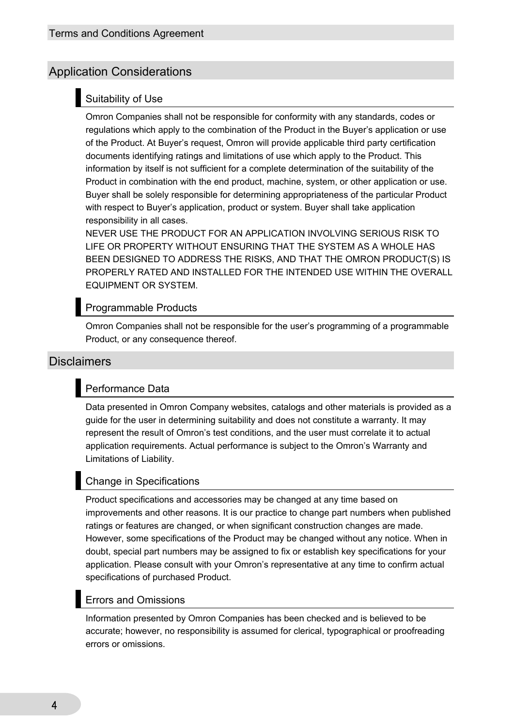## Application Considerations

### Suitability of Use

Omron Companies shall not be responsible for conformity with any standards, codes or regulations which apply to the combination of the Product in the Buyer's application or use of the Product. At Buyer's request, Omron will provide applicable third party certification documents identifying ratings and limitations of use which apply to the Product. This information by itself is not sufficient for a complete determination of the suitability of the Product in combination with the end product, machine, system, or other application or use. Buyer shall be solely responsible for determining appropriateness of the particular Product with respect to Buyer's application, product or system. Buyer shall take application responsibility in all cases.

NEVER USE THE PRODUCT FOR AN APPLICATION INVOLVING SERIOUS RISK TO LIFE OR PROPERTY WITHOUT ENSURING THAT THE SYSTEM AS A WHOLE HAS BEEN DESIGNED TO ADDRESS THE RISKS, AND THAT THE OMRON PRODUCT(S) IS PROPERLY RATED AND INSTALLED FOR THE INTENDED USE WITHIN THE OVERALL EQUIPMENT OR SYSTEM.

### Programmable Products

Omron Companies shall not be responsible for the user's programming of a programmable Product, or any consequence thereof.

## Disclaimers

### Performance Data

Data presented in Omron Company websites, catalogs and other materials is provided as a guide for the user in determining suitability and does not constitute a warranty. It may represent the result of Omron's test conditions, and the user must correlate it to actual application requirements. Actual performance is subject to the Omron's Warranty and Limitations of Liability.

### Change in Specifications

Product specifications and accessories may be changed at any time based on improvements and other reasons. It is our practice to change part numbers when published ratings or features are changed, or when significant construction changes are made. However, some specifications of the Product may be changed without any notice. When in doubt, special part numbers may be assigned to fix or establish key specifications for your application. Please consult with your Omron's representative at any time to confirm actual specifications of purchased Product.

### Errors and Omissions

Information presented by Omron Companies has been checked and is believed to be accurate; however, no responsibility is assumed for clerical, typographical or proofreading errors or omissions.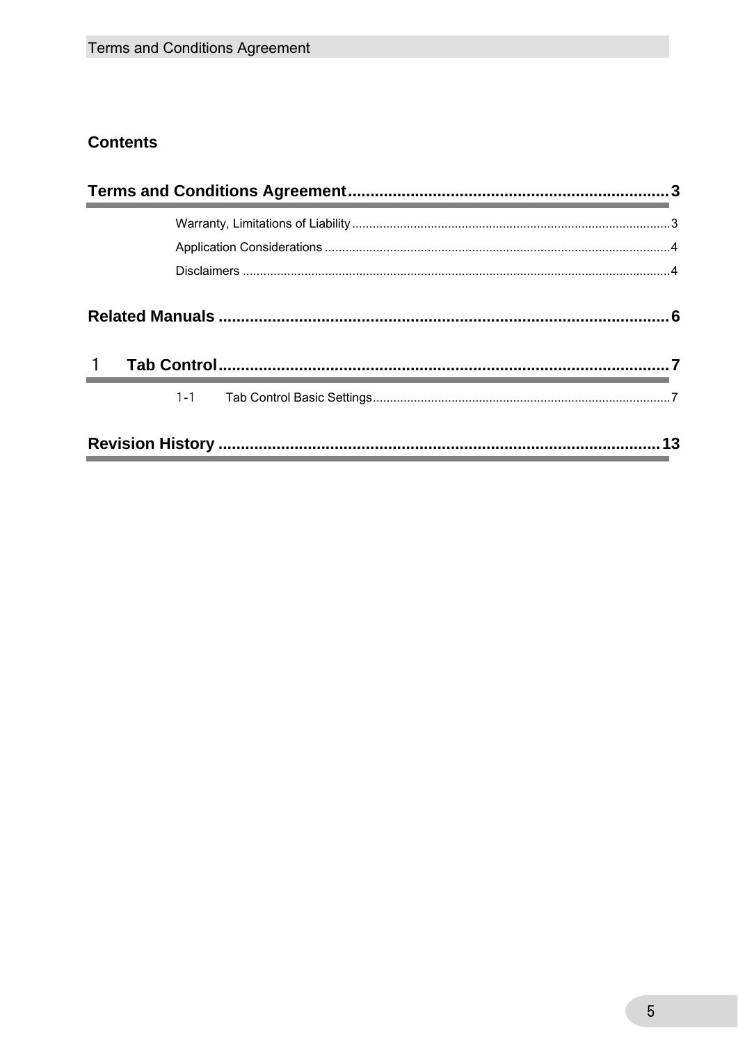## Contents

**Terms and Conditions Agreement........................................................................3**

- Warranty, Limitations of Liability..........................................................................................3
- Application Considerations ...................................................................................................4
- Disclaimers ...........................................................................................................................4

**Related Manuals .....................................................................................................6**

**1 Tab Control.....................................................................................................7**

- 1-1 Tab Control Basic Settings......................................................................................7

**Revision History ...................................................................................................13**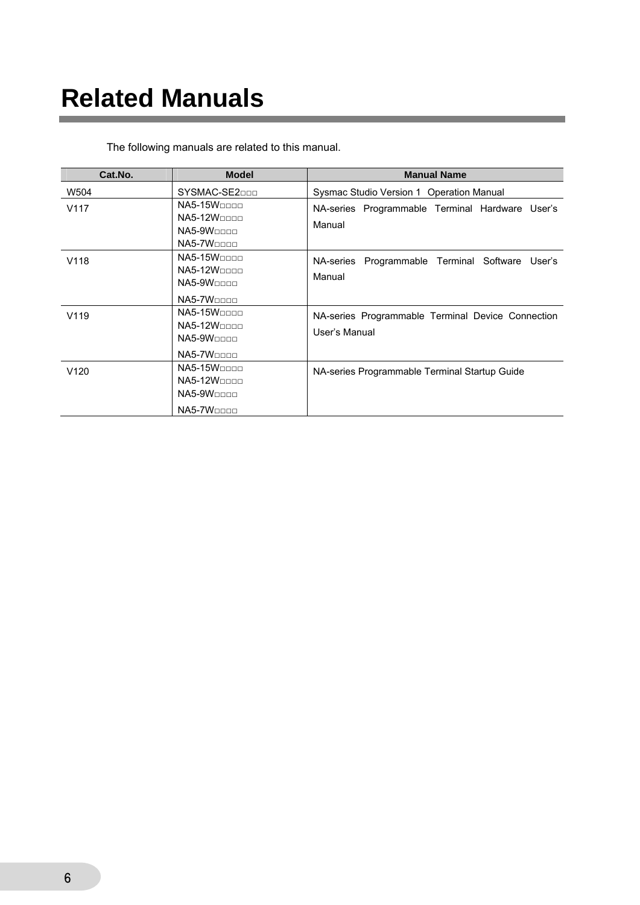# Related Manuals

The following manuals are related to this manual.

| Cat.No. | Model | Manual Name |
|---|---|---|
| W504 | SYSMAC-SE2□□□ | Sysmac Studio Version 1 Operation Manual |
| V117 | NA5-15W□□□□<br>NA5-12W□□□□<br>NA5-9W□□□□<br>NA5-7W□□□□ | NA-series Programmable Terminal Hardware User's Manual |
| V118 | NA5-15W□□□□<br>NA5-12W□□□□<br>NA5-9W□□□□<br>NA5-7W□□□□ | NA-series Programmable Terminal Software User's Manual |
| V119 | NA5-15W□□□□<br>NA5-12W□□□□<br>NA5-9W□□□□<br>NA5-7W□□□□ | NA-series Programmable Terminal Device Connection User's Manual |
| V120 | NA5-15W□□□□<br>NA5-12W□□□□<br>NA5-9W□□□□<br>NA5-7W□□□□ | NA-series Programmable Terminal Startup Guide |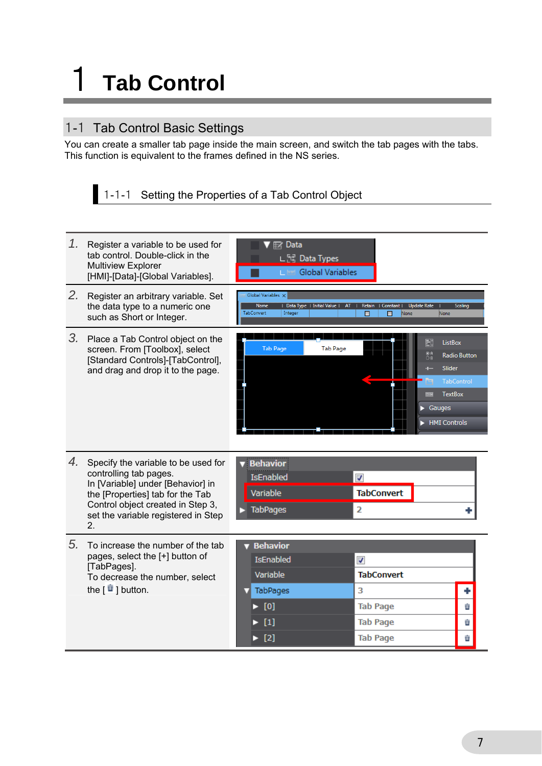# 1 Tab Control

## 1-1 Tab Control Basic Settings

You can create a smaller tab page inside the main screen, and switch the tab pages with the tabs.
This function is equivalent to the frames defined in the NS series.

### 1-1-1 Setting the Properties of a Tab Control Object

1. Register a variable to be used for tab control. Double-click in the Multiview Explorer [HMI]-[Data]-[Global Variables].

2. Register an arbitrary variable. Set the data type to a numeric one such as Short or Integer.

3. Place a Tab Control object on the screen. From [Toolbox], select [Standard Controls]-[TabControl], and drag and drop it to the page.

4. Specify the variable to be used for controlling tab pages.
   In [Variable] under [Behavior] in the [Properties] tab for the Tab Control object created in Step 3, set the variable registered in Step 2.

5. To increase the number of the tab pages, select the [+] button of [TabPages].
   To decrease the number, select the [ 🗑 ] button.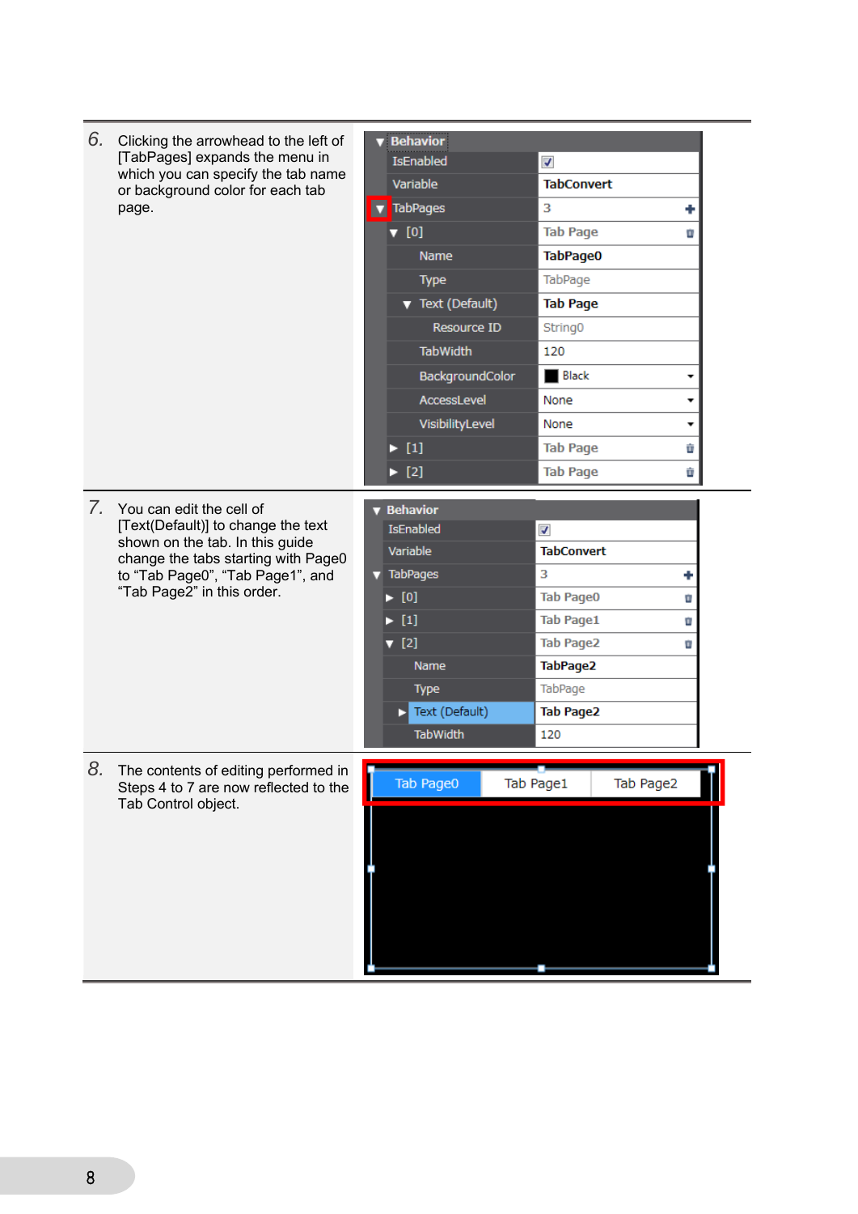6. Clicking the arrowhead to the left of [TabPages] expands the menu in which you can specify the tab name or background color for each tab page.

7. You can edit the cell of [Text(Default)] to change the text shown on the tab. In this guide change the tabs starting with Page0 to “Tab Page0”, “Tab Page1”, and “Tab Page2” in this order.

8. The contents of editing performed in Steps 4 to 7 are now reflected to the Tab Control object.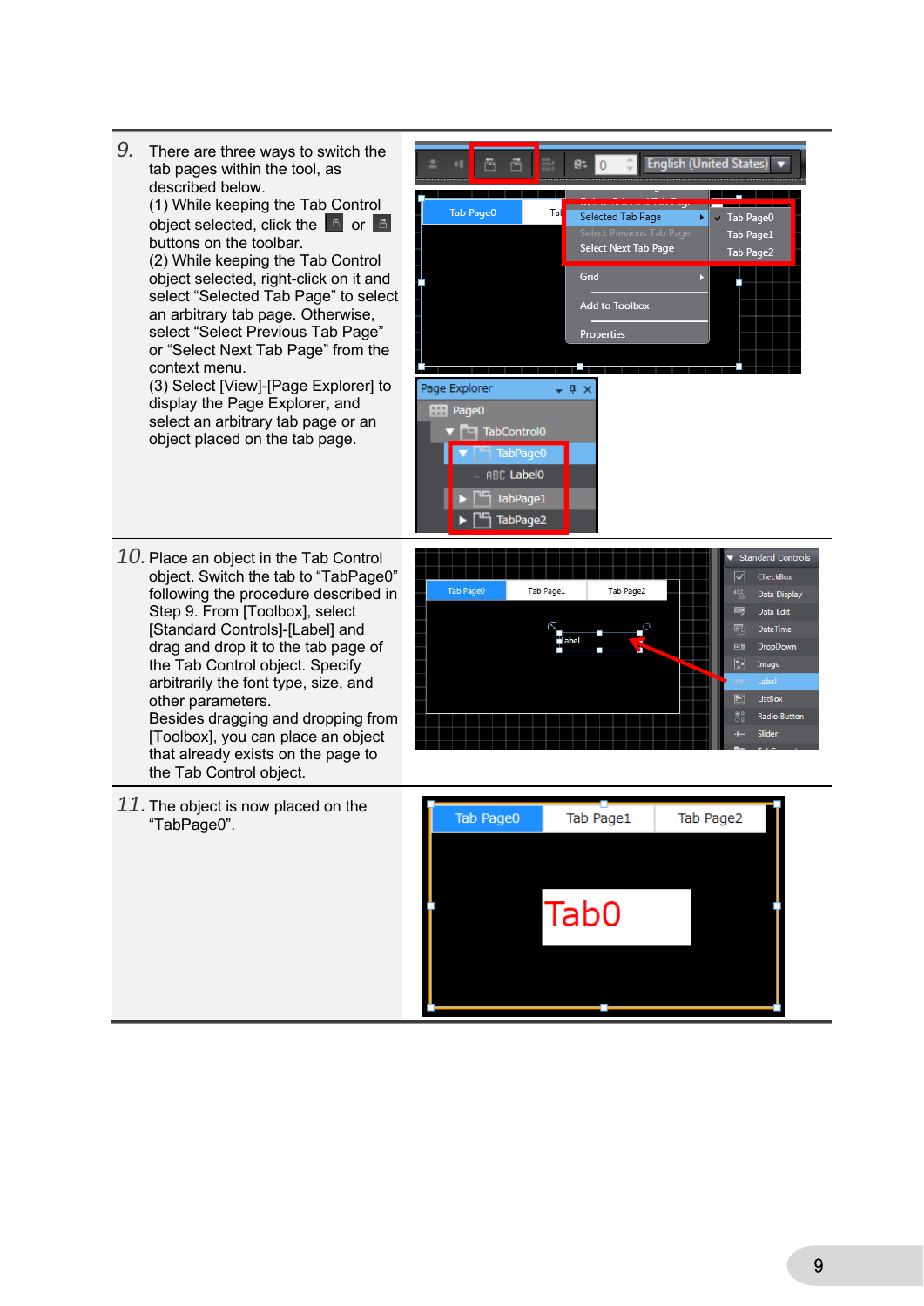9. There are three ways to switch the tab pages within the tool, as described below.
(1) While keeping the Tab Control object selected, click the [icon] or [icon] buttons on the toolbar.
(2) While keeping the Tab Control object selected, right-click on it and select "Selected Tab Page" to select an arbitrary tab page. Otherwise, select "Select Previous Tab Page" or "Select Next Tab Page" from the context menu.
(3) Select [View]-[Page Explorer] to display the Page Explorer, and select an arbitrary tab page or an object placed on the tab page.

10. Place an object in the Tab Control object. Switch the tab to "TabPage0" following the procedure described in Step 9. From [Toolbox], select [Standard Controls]-[Label] and drag and drop it to the tab page of the Tab Control object. Specify arbitrarily the font type, size, and other parameters.
Besides dragging and dropping from [Toolbox], you can place an object that already exists on the page to the Tab Control object.

11. The object is now placed on the "TabPage0".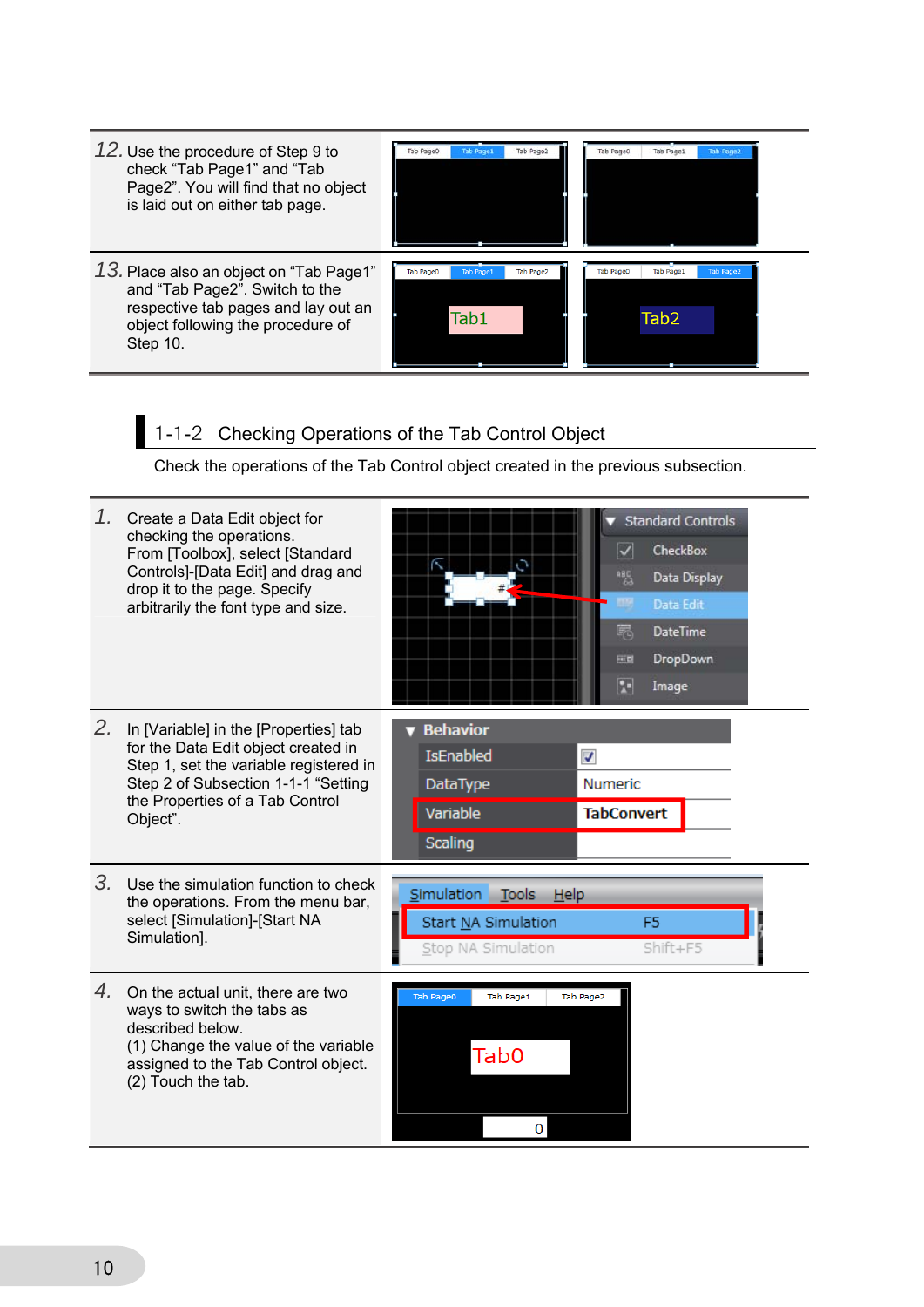12. Use the procedure of Step 9 to check “Tab Page1” and “Tab Page2”. You will find that no object is laid out on either tab page.

13. Place also an object on “Tab Page1” and “Tab Page2”. Switch to the respective tab pages and lay out an object following the procedure of Step 10.

## 1-1-2 Checking Operations of the Tab Control Object

Check the operations of the Tab Control object created in the previous subsection.

1. Create a Data Edit object for checking the operations. From [Toolbox], select [Standard Controls]-[Data Edit] and drag and drop it to the page. Specify arbitrarily the font type and size.

2. In [Variable] in the [Properties] tab for the Data Edit object created in Step 1, set the variable registered in Step 2 of Subsection 1-1-1 “Setting the Properties of a Tab Control Object”.

3. Use the simulation function to check the operations. From the menu bar, select [Simulation]-[Start NA Simulation].

4. On the actual unit, there are two ways to switch the tabs as described below.
   (1) Change the value of the variable assigned to the Tab Control object.
   (2) Touch the tab.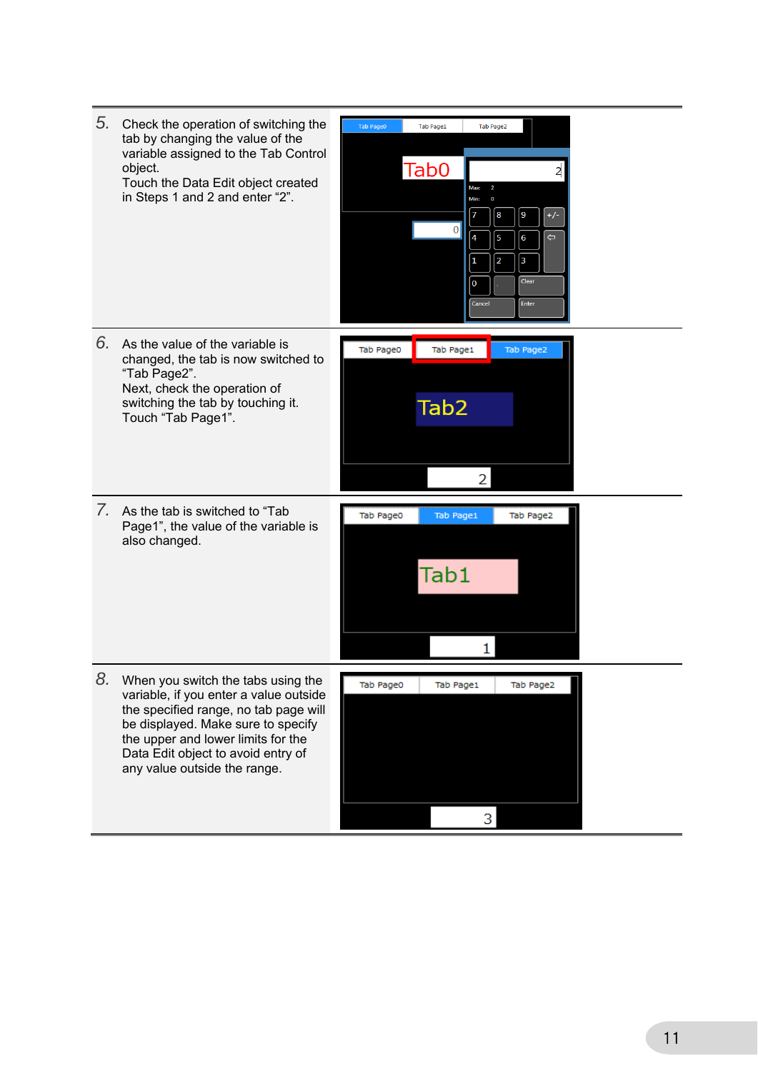5. Check the operation of switching the tab by changing the value of the variable assigned to the Tab Control object.
Touch the Data Edit object created in Steps 1 and 2 and enter “2”.

6. As the value of the variable is changed, the tab is now switched to “Tab Page2”.
Next, check the operation of switching the tab by touching it.
Touch “Tab Page1”.

7. As the tab is switched to “Tab Page1”, the value of the variable is also changed.

8. When you switch the tabs using the variable, if you enter a value outside the specified range, no tab page will be displayed. Make sure to specify the upper and lower limits for the Data Edit object to avoid entry of any value outside the range.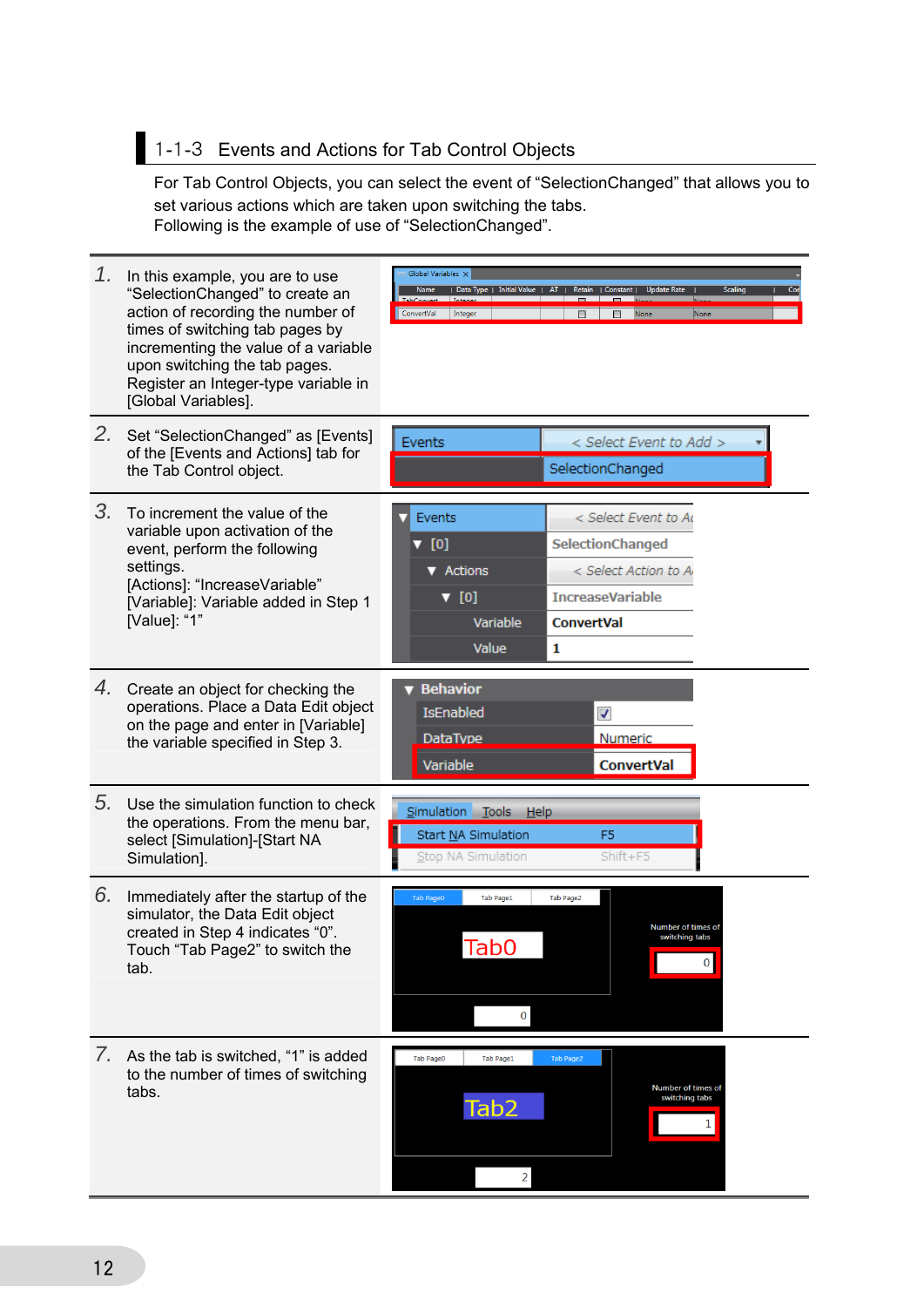## 1-1-3 Events and Actions for Tab Control Objects

For Tab Control Objects, you can select the event of “SelectionChanged” that allows you to set various actions which are taken upon switching the tabs.
Following is the example of use of “SelectionChanged”.

1. In this example, you are to use “SelectionChanged” to create an action of recording the number of times of switching tab pages by incrementing the value of a variable upon switching the tab pages. Register an Integer-type variable in [Global Variables].

2. Set “SelectionChanged” as [Events] of the [Events and Actions] tab for the Tab Control object.

3. To increment the value of the variable upon activation of the event, perform the following settings.
   [Actions]: “IncreaseVariable”
   [Variable]: Variable added in Step 1
   [Value]: “1”

4. Create an object for checking the operations. Place a Data Edit object on the page and enter in [Variable] the variable specified in Step 3.

5. Use the simulation function to check the operations. From the menu bar, select [Simulation]-[Start NA Simulation].

6. Immediately after the startup of the simulator, the Data Edit object created in Step 4 indicates “0”. Touch “Tab Page2” to switch the tab.

7. As the tab is switched, “1” is added to the number of times of switching tabs.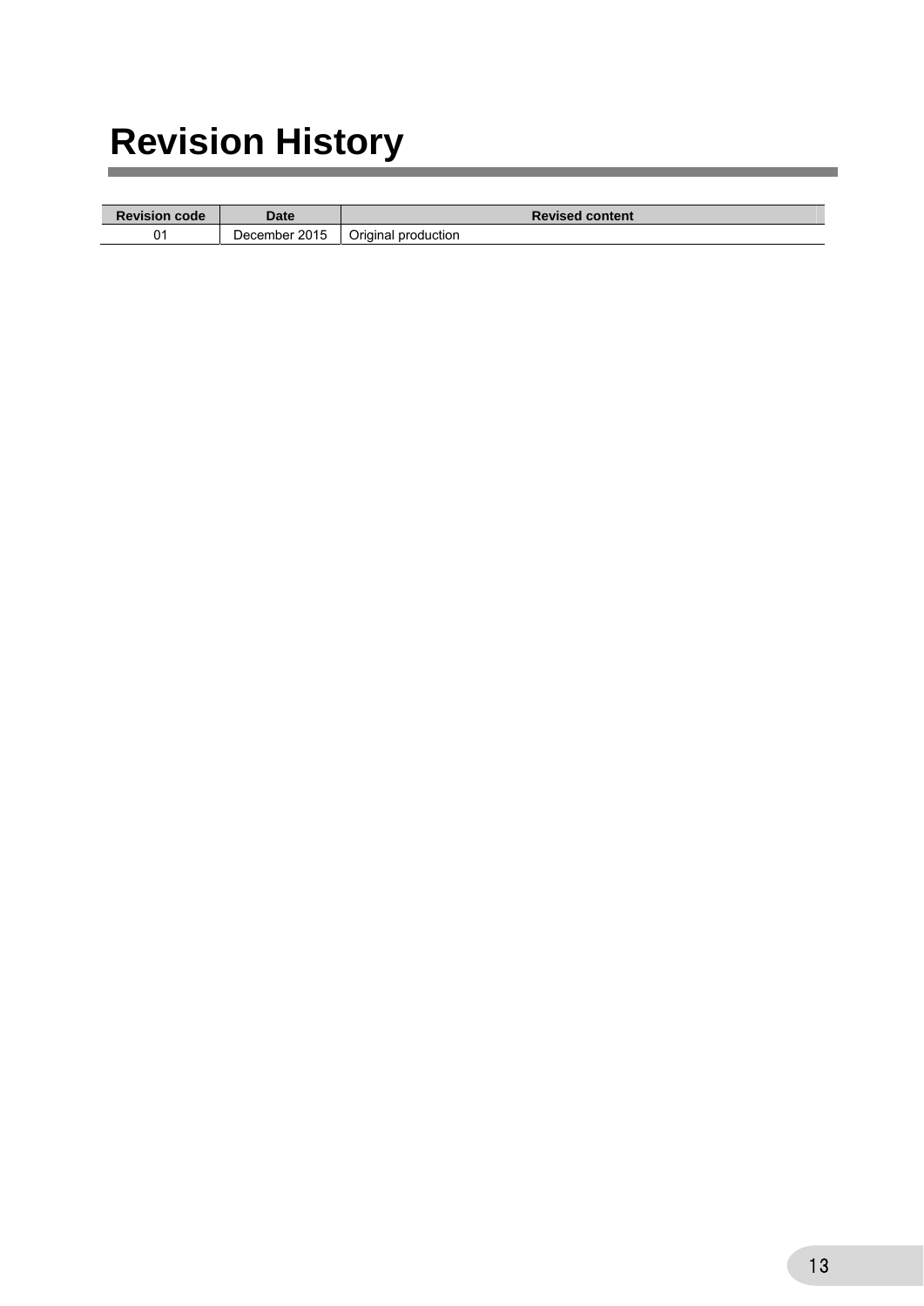# Revision History

| Revision code | Date | Revised content |
| --- | --- | --- |
| 01 | December 2015 | Original production |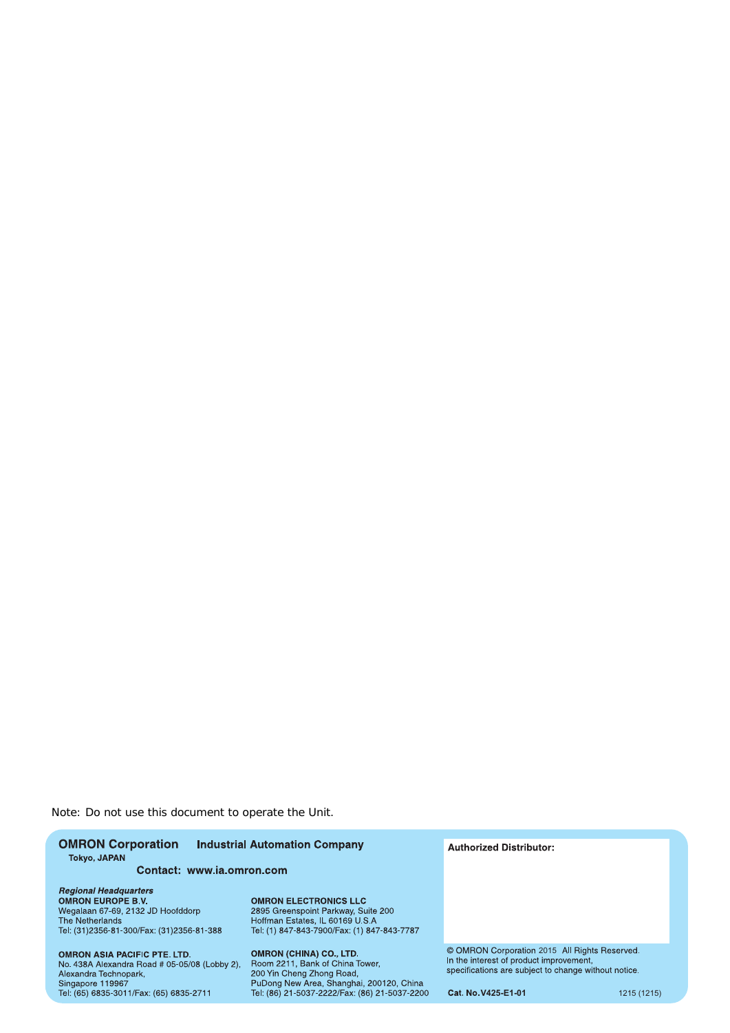Note: Do not use this document to operate the Unit.

**OMRON Corporation** **Industrial Automation Company**

**Tokyo, JAPAN**

**Contact: www.ia.omron.com**

***Regional Headquarters***

**OMRON EUROPE B.V.**
Wegalaan 67-69, 2132 JD Hoofddorp
The Netherlands
Tel: (31)2356-81-300/Fax: (31)2356-81-388

**OMRON ASIA PACIFIC PTE. LTD.**
No. 438A Alexandra Road # 05-05/08 (Lobby 2),
Alexandra Technopark,
Singapore 119967
Tel: (65) 6835-3011/Fax: (65) 6835-2711

**OMRON ELECTRONICS LLC**
2895 Greenspoint Parkway, Suite 200
Hoffman Estates, IL 60169 U.S.A
Tel: (1) 847-843-7900/Fax: (1) 847-843-7787

**OMRON (CHINA) CO., LTD.**
Room 2211, Bank of China Tower,
200 Yin Cheng Zhong Road,
PuDong New Area, Shanghai, 200120, China
Tel: (86) 21-5037-2222/Fax: (86) 21-5037-2200

**Authorized Distributor:**

© OMRON Corporation 2015 All Rights Reserved.
In the interest of product improvement,
specifications are subject to change without notice.

**Cat. No. V425-E1-01** 1215 (1215)